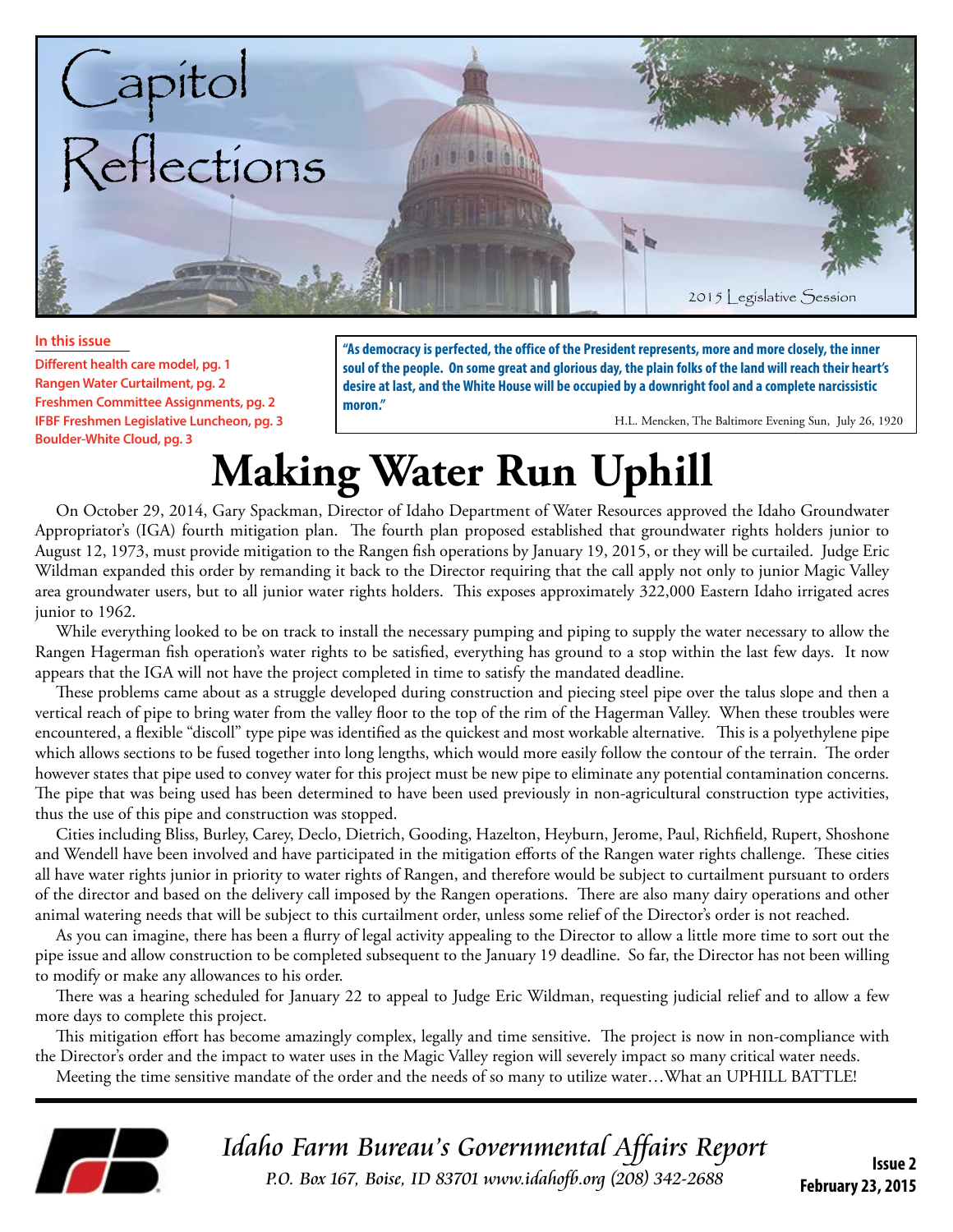# Capitol Reflections

2015 Legislative Session

**In this issue**

- Different health care model, pg. 1
- Rangen Water Curtailment, pg. 2
- Freshmen Committee Assignments, pg. 2
- IFBF Freshmen Legislative Luncheon, pg. 3
- Boulder-White Cloud, pg. 3

**"As democracy is perfected, the office of the President represents, more and more closely, the inner soul of the people. On some great and glorious day, the plain folks of the land will reach their heart's desire at last, and the White House will be occupied by a downright fool and a complete narcissistic moron."**

H.L. Mencken, The Baltimore Evening Sun, July 26, 1920

# Making Water Run Uphill

On October 29, 2014, Gary Spackman, Director of Idaho Department of Water Resources approved the Idaho Groundwater Appropriator's (IGA) fourth mitigation plan. The fourth plan proposed established that groundwater rights holders junior to August 12, 1973, must provide mitigation to the Rangen fish operations by January 19, 2015, or they will be curtailed. Judge Eric Wildman expanded this order by remanding it back to the Director requiring that the call apply not only to junior Magic Valley area groundwater users, but to all junior water rights holders. This exposes approximately 322,000 Eastern Idaho irrigated acres junior to 1962.

While everything looked to be on track to install the necessary pumping and piping to supply the water necessary to allow the Rangen Hagerman fish operation's water rights to be satisfied, everything has ground to a stop within the last few days. It now appears that the IGA will not have the project completed in time to satisfy the mandated deadline.

These problems came about as a struggle developed during construction and piecing steel pipe over the talus slope and then a vertical reach of pipe to bring water from the valley floor to the top of the rim of the Hagerman Valley. When these troubles were encountered, a flexible "discoll" type pipe was identified as the quickest and most workable alternative. This is a polyethylene pipe which allows sections to be fused together into long lengths, which would more easily follow the contour of the terrain. The order however states that pipe used to convey water for this project must be new pipe to eliminate any potential contamination concerns. The pipe that was being used has been determined to have been used previously in non-agricultural construction type activities, thus the use of this pipe and construction was stopped.

Cities including Bliss, Burley, Carey, Declo, Dietrich, Gooding, Hazelton, Heyburn, Jerome, Paul, Richfield, Rupert, Shoshone and Wendell have been involved and have participated in the mitigation efforts of the Rangen water rights challenge. These cities all have water rights junior in priority to water rights of Rangen, and therefore would be subject to curtailment pursuant to orders of the director and based on the delivery call imposed by the Rangen operations. There are also many dairy operations and other animal watering needs that will be subject to this curtailment order, unless some relief of the Director's order is not reached.

As you can imagine, there has been a flurry of legal activity appealing to the Director to allow a little more time to sort out the pipe issue and allow construction to be completed subsequent to the January 19 deadline. So far, the Director has not been willing to modify or make any allowances to his order.

There was a hearing scheduled for January 22 to appeal to Judge Eric Wildman, requesting judicial relief and to allow a few more days to complete this project.

This mitigation effort has become amazingly complex, legally and time sensitive. The project is now in non-compliance with the Director's order and the impact to water uses in the Magic Valley region will severely impact so many critical water needs.

Meeting the time sensitive mandate of the order and the needs of so many to utilize water…What an UPHILL BATTLE!

*Idaho Farm Bureau's Governmental Affairs Report*

*P.O. Box 167, Boise, ID 83701 www.idahofb.org (208) 342-2688*

**Issue 2**
**February 23, 2015**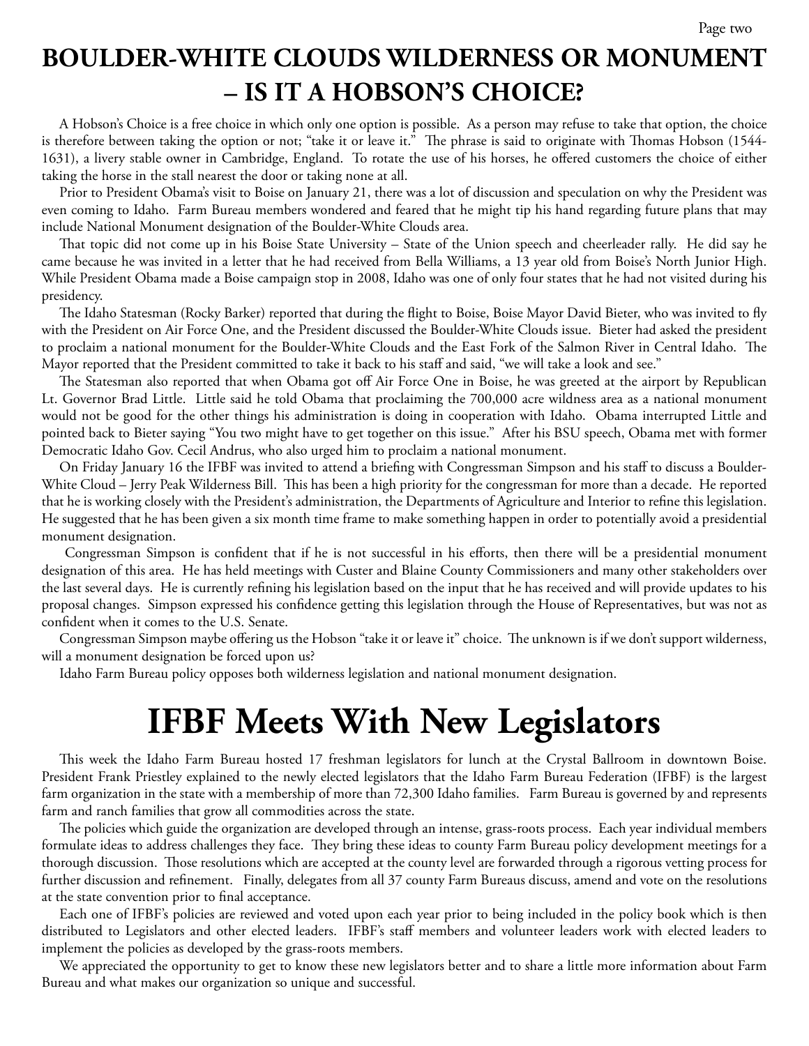# BOULDER-WHITE CLOUDS WILDERNESS OR MONUMENT – IS IT A HOBSON'S CHOICE?

A Hobson's Choice is a free choice in which only one option is possible. As a person may refuse to take that option, the choice is therefore between taking the option or not; "take it or leave it." The phrase is said to originate with Thomas Hobson (1544-1631), a livery stable owner in Cambridge, England. To rotate the use of his horses, he offered customers the choice of either taking the horse in the stall nearest the door or taking none at all.

Prior to President Obama's visit to Boise on January 21, there was a lot of discussion and speculation on why the President was even coming to Idaho. Farm Bureau members wondered and feared that he might tip his hand regarding future plans that may include National Monument designation of the Boulder-White Clouds area.

That topic did not come up in his Boise State University – State of the Union speech and cheerleader rally. He did say he came because he was invited in a letter that he had received from Bella Williams, a 13 year old from Boise's North Junior High. While President Obama made a Boise campaign stop in 2008, Idaho was one of only four states that he had not visited during his presidency.

The Idaho Statesman (Rocky Barker) reported that during the flight to Boise, Boise Mayor David Bieter, who was invited to fly with the President on Air Force One, and the President discussed the Boulder-White Clouds issue. Bieter had asked the president to proclaim a national monument for the Boulder-White Clouds and the East Fork of the Salmon River in Central Idaho. The Mayor reported that the President committed to take it back to his staff and said, "we will take a look and see."

The Statesman also reported that when Obama got off Air Force One in Boise, he was greeted at the airport by Republican Lt. Governor Brad Little. Little said he told Obama that proclaiming the 700,000 acre wildness area as a national monument would not be good for the other things his administration is doing in cooperation with Idaho. Obama interrupted Little and pointed back to Bieter saying "You two might have to get together on this issue." After his BSU speech, Obama met with former Democratic Idaho Gov. Cecil Andrus, who also urged him to proclaim a national monument.

On Friday January 16 the IFBF was invited to attend a briefing with Congressman Simpson and his staff to discuss a Boulder-White Cloud – Jerry Peak Wilderness Bill. This has been a high priority for the congressman for more than a decade. He reported that he is working closely with the President's administration, the Departments of Agriculture and Interior to refine this legislation. He suggested that he has been given a six month time frame to make something happen in order to potentially avoid a presidential monument designation.

Congressman Simpson is confident that if he is not successful in his efforts, then there will be a presidential monument designation of this area. He has held meetings with Custer and Blaine County Commissioners and many other stakeholders over the last several days. He is currently refining his legislation based on the input that he has received and will provide updates to his proposal changes. Simpson expressed his confidence getting this legislation through the House of Representatives, but was not as confident when it comes to the U.S. Senate.

Congressman Simpson maybe offering us the Hobson "take it or leave it" choice. The unknown is if we don't support wilderness, will a monument designation be forced upon us?

Idaho Farm Bureau policy opposes both wilderness legislation and national monument designation.

# IFBF Meets With New Legislators

This week the Idaho Farm Bureau hosted 17 freshman legislators for lunch at the Crystal Ballroom in downtown Boise. President Frank Priestley explained to the newly elected legislators that the Idaho Farm Bureau Federation (IFBF) is the largest farm organization in the state with a membership of more than 72,300 Idaho families. Farm Bureau is governed by and represents farm and ranch families that grow all commodities across the state.

The policies which guide the organization are developed through an intense, grass-roots process. Each year individual members formulate ideas to address challenges they face. They bring these ideas to county Farm Bureau policy development meetings for a thorough discussion. Those resolutions which are accepted at the county level are forwarded through a rigorous vetting process for further discussion and refinement. Finally, delegates from all 37 county Farm Bureaus discuss, amend and vote on the resolutions at the state convention prior to final acceptance.

Each one of IFBF's policies are reviewed and voted upon each year prior to being included in the policy book which is then distributed to Legislators and other elected leaders. IFBF's staff members and volunteer leaders work with elected leaders to implement the policies as developed by the grass-roots members.

We appreciated the opportunity to get to know these new legislators better and to share a little more information about Farm Bureau and what makes our organization so unique and successful.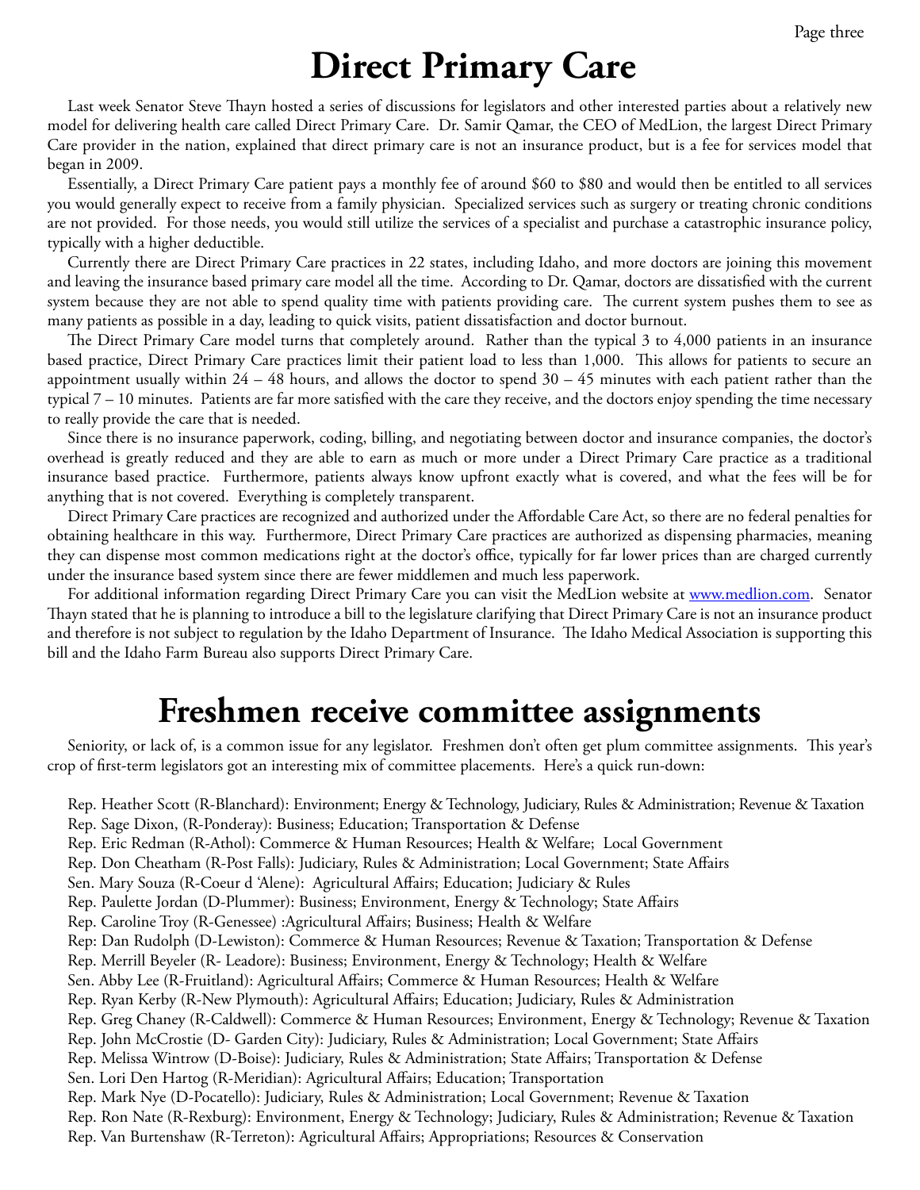# Direct Primary Care

Last week Senator Steve Thayn hosted a series of discussions for legislators and other interested parties about a relatively new model for delivering health care called Direct Primary Care. Dr. Samir Qamar, the CEO of MedLion, the largest Direct Primary Care provider in the nation, explained that direct primary care is not an insurance product, but is a fee for services model that began in 2009.

Essentially, a Direct Primary Care patient pays a monthly fee of around $60 to $80 and would then be entitled to all services you would generally expect to receive from a family physician. Specialized services such as surgery or treating chronic conditions are not provided. For those needs, you would still utilize the services of a specialist and purchase a catastrophic insurance policy, typically with a higher deductible.

Currently there are Direct Primary Care practices in 22 states, including Idaho, and more doctors are joining this movement and leaving the insurance based primary care model all the time. According to Dr. Qamar, doctors are dissatisfied with the current system because they are not able to spend quality time with patients providing care. The current system pushes them to see as many patients as possible in a day, leading to quick visits, patient dissatisfaction and doctor burnout.

The Direct Primary Care model turns that completely around. Rather than the typical 3 to 4,000 patients in an insurance based practice, Direct Primary Care practices limit their patient load to less than 1,000. This allows for patients to secure an appointment usually within 24 – 48 hours, and allows the doctor to spend 30 – 45 minutes with each patient rather than the typical 7 – 10 minutes. Patients are far more satisfied with the care they receive, and the doctors enjoy spending the time necessary to really provide the care that is needed.

Since there is no insurance paperwork, coding, billing, and negotiating between doctor and insurance companies, the doctor's overhead is greatly reduced and they are able to earn as much or more under a Direct Primary Care practice as a traditional insurance based practice. Furthermore, patients always know upfront exactly what is covered, and what the fees will be for anything that is not covered. Everything is completely transparent.

Direct Primary Care practices are recognized and authorized under the Affordable Care Act, so there are no federal penalties for obtaining healthcare in this way. Furthermore, Direct Primary Care practices are authorized as dispensing pharmacies, meaning they can dispense most common medications right at the doctor's office, typically for far lower prices than are charged currently under the insurance based system since there are fewer middlemen and much less paperwork.

For additional information regarding Direct Primary Care you can visit the MedLion website at www.medlion.com. Senator Thayn stated that he is planning to introduce a bill to the legislature clarifying that Direct Primary Care is not an insurance product and therefore is not subject to regulation by the Idaho Department of Insurance. The Idaho Medical Association is supporting this bill and the Idaho Farm Bureau also supports Direct Primary Care.

# Freshmen receive committee assignments

Seniority, or lack of, is a common issue for any legislator. Freshmen don't often get plum committee assignments. This year's crop of first-term legislators got an interesting mix of committee placements. Here's a quick run-down:

Rep. Heather Scott (R-Blanchard): Environment; Energy & Technology, Judiciary, Rules & Administration; Revenue & Taxation
Rep. Sage Dixon, (R-Ponderay): Business; Education; Transportation & Defense
Rep. Eric Redman (R-Athol): Commerce & Human Resources; Health & Welfare; Local Government
Rep. Don Cheatham (R-Post Falls): Judiciary, Rules & Administration; Local Government; State Affairs
Sen. Mary Souza (R-Coeur d 'Alene): Agricultural Affairs; Education; Judiciary & Rules
Rep. Paulette Jordan (D-Plummer): Business; Environment, Energy & Technology; State Affairs
Rep. Caroline Troy (R-Genessee) :Agricultural Affairs; Business; Health & Welfare
Rep: Dan Rudolph (D-Lewiston): Commerce & Human Resources; Revenue & Taxation; Transportation & Defense
Rep. Merrill Beyeler (R- Leadore): Business; Environment, Energy & Technology; Health & Welfare
Sen. Abby Lee (R-Fruitland): Agricultural Affairs; Commerce & Human Resources; Health & Welfare
Rep. Ryan Kerby (R-New Plymouth): Agricultural Affairs; Education; Judiciary, Rules & Administration
Rep. Greg Chaney (R-Caldwell): Commerce & Human Resources; Environment, Energy & Technology; Revenue & Taxation
Rep. John McCrostie (D- Garden City): Judiciary, Rules & Administration; Local Government; State Affairs
Rep. Melissa Wintrow (D-Boise): Judiciary, Rules & Administration; State Affairs; Transportation & Defense
Sen. Lori Den Hartog (R-Meridian): Agricultural Affairs; Education; Transportation
Rep. Mark Nye (D-Pocatello): Judiciary, Rules & Administration; Local Government; Revenue & Taxation
Rep. Ron Nate (R-Rexburg): Environment, Energy & Technology; Judiciary, Rules & Administration; Revenue & Taxation
Rep. Van Burtenshaw (R-Terreton): Agricultural Affairs; Appropriations; Resources & Conservation